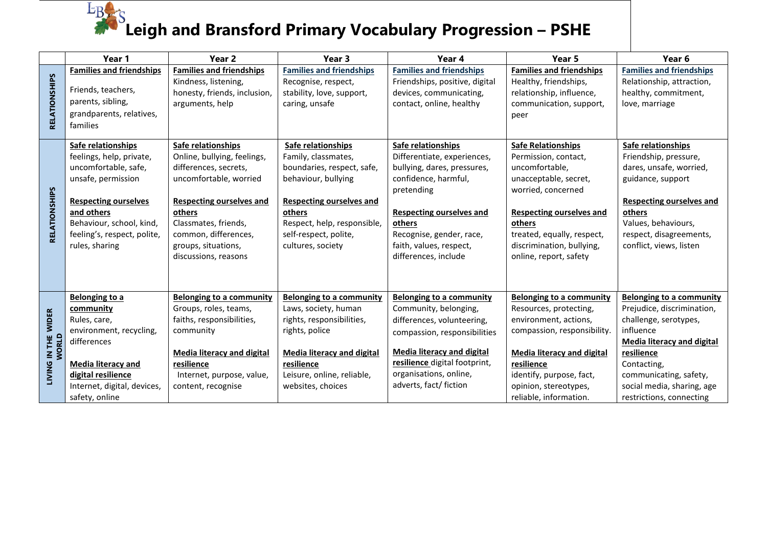# Leigh and Bransford Primary Vocabulary Progression – PSHE

| | Year 1 | Year 2 | Year 3 | Year 4 | Year 5 | Year 6 |
|---|---|---|---|---|---|---|
| RELATIONSHIPS | **Families and friendships**<br>Friends, teachers, parents, sibling, grandparents, relatives, families | **Families and friendships**<br>Kindness, listening, honesty, friends, inclusion, arguments, help | **Families and friendships**<br>Recognise, respect, stability, love, support, caring, unsafe | **Families and friendships**<br>Friendships, positive, digital devices, communicating, contact, online, healthy | **Families and friendships**<br>Healthy, friendships, relationship, influence, communication, support, peer | **Families and friendships**<br>Relationship, attraction, healthy, commitment, love, marriage |
| RELATIONSHIPS | **Safe relationships**<br>feelings, help, private, uncomfortable, safe, unsafe, permission<br><br>**Respecting ourselves and others**<br>Behaviour, school, kind, feeling's, respect, polite, rules, sharing | **Safe relationships**<br>Online, bullying, feelings, differences, secrets, uncomfortable, worried<br><br>**Respecting ourselves and others**<br>Classmates, friends, common, differences, groups, situations, discussions, reasons | **Safe relationships**<br>Family, classmates, boundaries, respect, safe, behaviour, bullying<br><br>**Respecting ourselves and others**<br>Respect, help, responsible, self-respect, polite, cultures, society | **Safe relationships**<br>Differentiate, experiences, bullying, dares, pressures, confidence, harmful, pretending<br><br>**Respecting ourselves and others**<br>Recognise, gender, race, faith, values, respect, differences, include | **Safe Relationships**<br>Permission, contact, uncomfortable, unacceptable, secret, worried, concerned<br><br>**Respecting ourselves and others**<br>treated, equally, respect, discrimination, bullying, online, report, safety | **Safe relationships**<br>Friendship, pressure, dares, unsafe, worried, guidance, support<br><br>**Respecting ourselves and others**<br>Values, behaviours, respect, disagreements, conflict, views, listen |
| LIVING IN THE WIDER WORLD | **Belonging to a community**<br>Rules, care, environment, recycling, differences<br><br>**Media literacy and digital resilience**<br>Internet, digital, devices, safety, online | **Belonging to a community**<br>Groups, roles, teams, faiths, responsibilities, community<br><br>**Media literacy and digital resilience**<br>Internet, purpose, value, content, recognise | **Belonging to a community**<br>Laws, society, human rights, responsibilities, rights, police<br><br>**Media literacy and digital resilience**<br>Leisure, online, reliable, websites, choices | **Belonging to a community**<br>Community, belonging, differences, volunteering, compassion, responsibilities<br><br>**Media literacy and digital resilience** digital footprint, organisations, online, adverts, fact/ fiction | **Belonging to a community**<br>Resources, protecting, environment, actions, compassion, responsibility.<br><br>**Media literacy and digital resilience**<br>identify, purpose, fact, opinion, stereotypes, reliable, information. | **Belonging to a community**<br>Prejudice, discrimination, challenge, serotypes, influence<br>**Media literacy and digital resilience**<br>Contacting, communicating, safety, social media, sharing, age restrictions, connecting |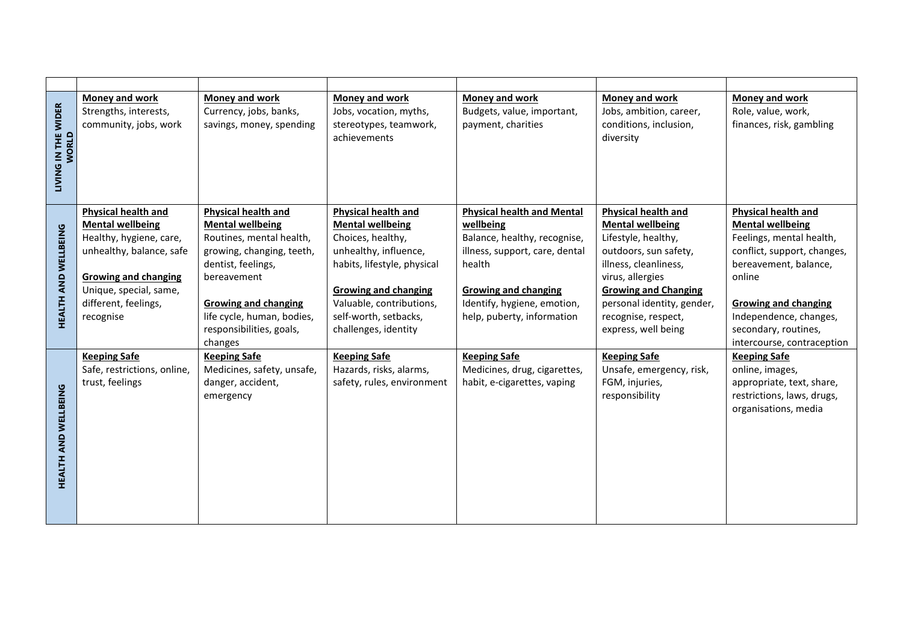| | | | | | | |
|---|---|---|---|---|---|---|
| **LIVING IN THE WIDER WORLD** | **Money and work**<br>Strengths, interests, community, jobs, work | **Money and work**<br>Currency, jobs, banks, savings, money, spending | **Money and work**<br>Jobs, vocation, myths, stereotypes, teamwork, achievements | **Money and work**<br>Budgets, value, important, payment, charities | **Money and work**<br>Jobs, ambition, career, conditions, inclusion, diversity | **Money and work**<br>Role, value, work, finances, risk, gambling |
| **HEALTH AND WELLBEING** | **Physical health and Mental wellbeing**<br>Healthy, hygiene, care, unhealthy, balance, safe<br><br>**Growing and changing**<br>Unique, special, same, different, feelings, recognise | **Physical health and Mental wellbeing**<br>Routines, mental health, growing, changing, teeth, dentist, feelings, bereavement<br><br>**Growing and changing**<br>life cycle, human, bodies, responsibilities, goals, changes | **Physical health and Mental wellbeing**<br>Choices, healthy, unhealthy, influence, habits, lifestyle, physical<br><br>**Growing and changing**<br>Valuable, contributions, self-worth, setbacks, challenges, identity | **Physical health and Mental wellbeing**<br>Balance, healthy, recognise, illness, support, care, dental health<br><br>**Growing and changing**<br>Identify, hygiene, emotion, help, puberty, information | **Physical health and Mental wellbeing**<br>Lifestyle, healthy, outdoors, sun safety, illness, cleanliness, virus, allergies<br>**Growing and Changing**<br>personal identity, gender, recognise, respect, express, well being | **Physical health and Mental wellbeing**<br>Feelings, mental health, conflict, support, changes, bereavement, balance, online<br><br>**Growing and changing**<br>Independence, changes, secondary, routines, intercourse, contraception |
| **HEALTH AND WELLBEING** | **Keeping Safe**<br>Safe, restrictions, online, trust, feelings | **Keeping Safe**<br>Medicines, safety, unsafe, danger, accident, emergency | **Keeping Safe**<br>Hazards, risks, alarms, safety, rules, environment | **Keeping Safe**<br>Medicines, drug, cigarettes, habit, e-cigarettes, vaping | **Keeping Safe**<br>Unsafe, emergency, risk, FGM, injuries, responsibility | **Keeping Safe**<br>online, images, appropriate, text, share, restrictions, laws, drugs, organisations, media |